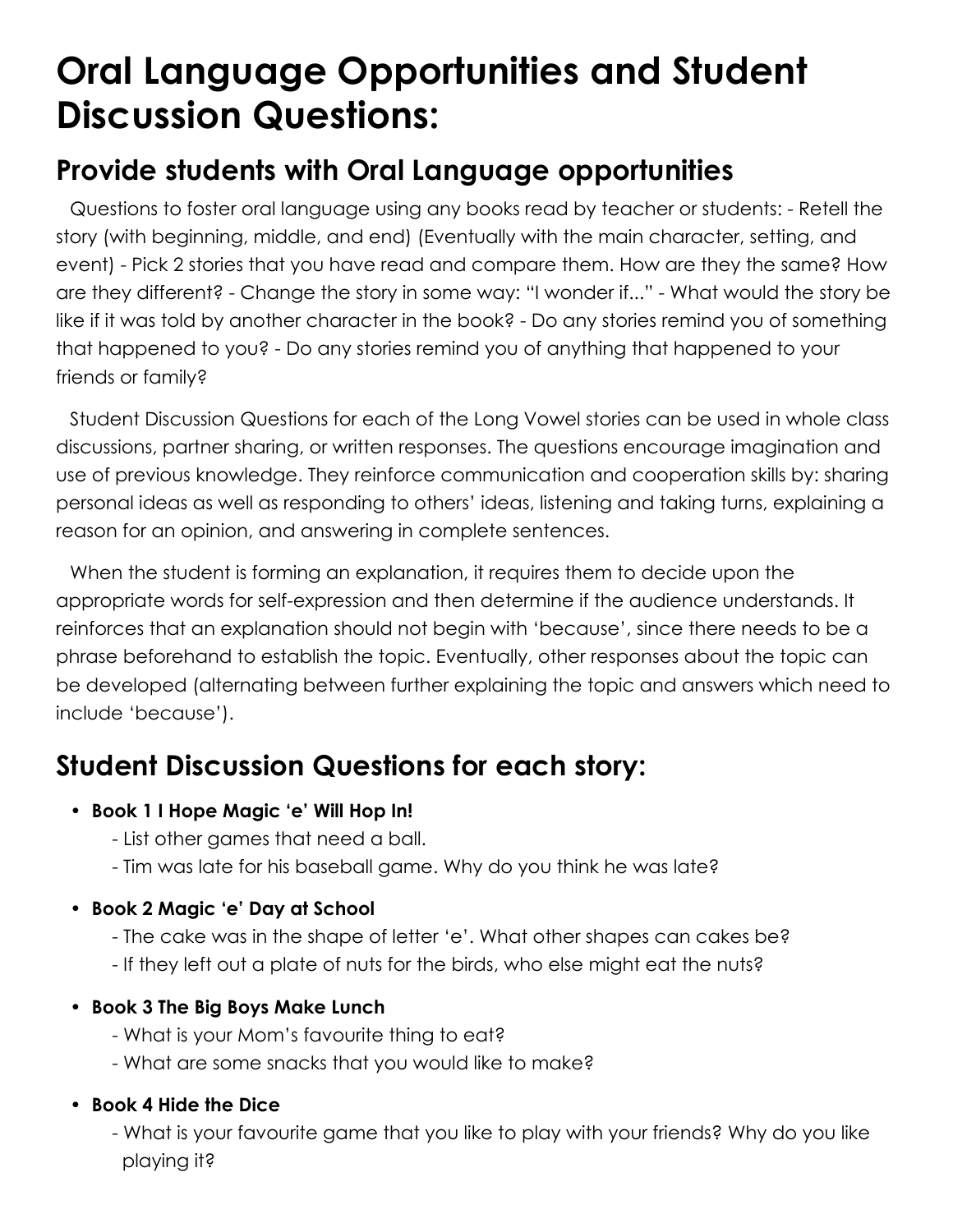# Oral Language Opportunities and Student Discussion Questions:

## Provide students with Oral Language opportunities

Questions to foster oral language using any books read by teacher or students: - Retell the story (with beginning, middle, and end) (Eventually with the main character, setting, and event) - Pick 2 stories that you have read and compare them. How are they the same? How are they different? - Change the story in some way: "I wonder if..." - What would the story be like if it was told by another character in the book? - Do any stories remind you of something that happened to you? - Do any stories remind you of anything that happened to your friends or family?

Student Discussion Questions for each of the Long Vowel stories can be used in whole class discussions, partner sharing, or written responses. The questions encourage imagination and use of previous knowledge. They reinforce communication and cooperation skills by: sharing personal ideas as well as responding to others' ideas, listening and taking turns, explaining a reason for an opinion, and answering in complete sentences.

When the student is forming an explanation, it requires them to decide upon the appropriate words for self-expression and then determine if the audience understands. It reinforces that an explanation should not begin with 'because', since there needs to be a phrase beforehand to establish the topic. Eventually, other responses about the topic can be developed (alternating between further explaining the topic and answers which need to include 'because').

## Student Discussion Questions for each story:

- **Book 1 I Hope Magic 'e' Will Hop In!**
  - List other games that need a ball.
  - Tim was late for his baseball game. Why do you think he was late?
- **Book 2 Magic 'e' Day at School**
  - The cake was in the shape of letter 'e'. What other shapes can cakes be?
  - If they left out a plate of nuts for the birds, who else might eat the nuts?
- **Book 3 The Big Boys Make Lunch**
  - What is your Mom's favourite thing to eat?
  - What are some snacks that you would like to make?
- **Book 4 Hide the Dice**
  - What is your favourite game that you like to play with your friends? Why do you like playing it?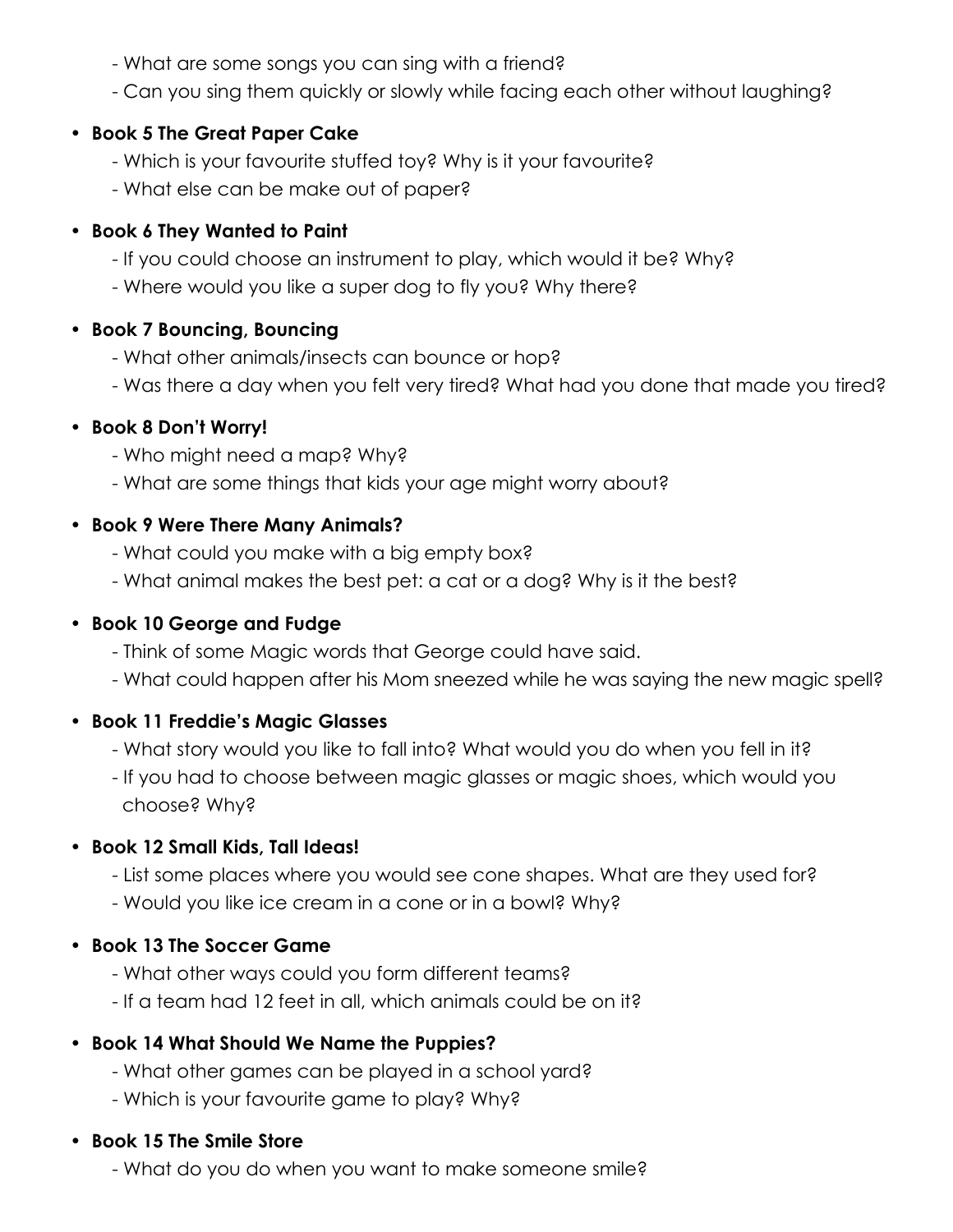- What are some songs you can sing with a friend?
- Can you sing them quickly or slowly while facing each other without laughing?

- **Book 5 The Great Paper Cake**
  - Which is your favourite stuffed toy? Why is it your favourite?
  - What else can be make out of paper?

- **Book 6 They Wanted to Paint**
  - If you could choose an instrument to play, which would it be? Why?
  - Where would you like a super dog to fly you? Why there?

- **Book 7 Bouncing, Bouncing**
  - What other animals/insects can bounce or hop?
  - Was there a day when you felt very tired? What had you done that made you tired?

- **Book 8 Don't Worry!**
  - Who might need a map? Why?
  - What are some things that kids your age might worry about?

- **Book 9 Were There Many Animals?**
  - What could you make with a big empty box?
  - What animal makes the best pet: a cat or a dog? Why is it the best?

- **Book 10 George and Fudge**
  - Think of some Magic words that George could have said.
  - What could happen after his Mom sneezed while he was saying the new magic spell?

- **Book 11 Freddie's Magic Glasses**
  - What story would you like to fall into? What would you do when you fell in it?
  - If you had to choose between magic glasses or magic shoes, which would you choose? Why?

- **Book 12 Small Kids, Tall Ideas!**
  - List some places where you would see cone shapes. What are they used for?
  - Would you like ice cream in a cone or in a bowl? Why?

- **Book 13 The Soccer Game**
  - What other ways could you form different teams?
  - If a team had 12 feet in all, which animals could be on it?

- **Book 14 What Should We Name the Puppies?**
  - What other games can be played in a school yard?
  - Which is your favourite game to play? Why?

- **Book 15 The Smile Store**
  - What do you do when you want to make someone smile?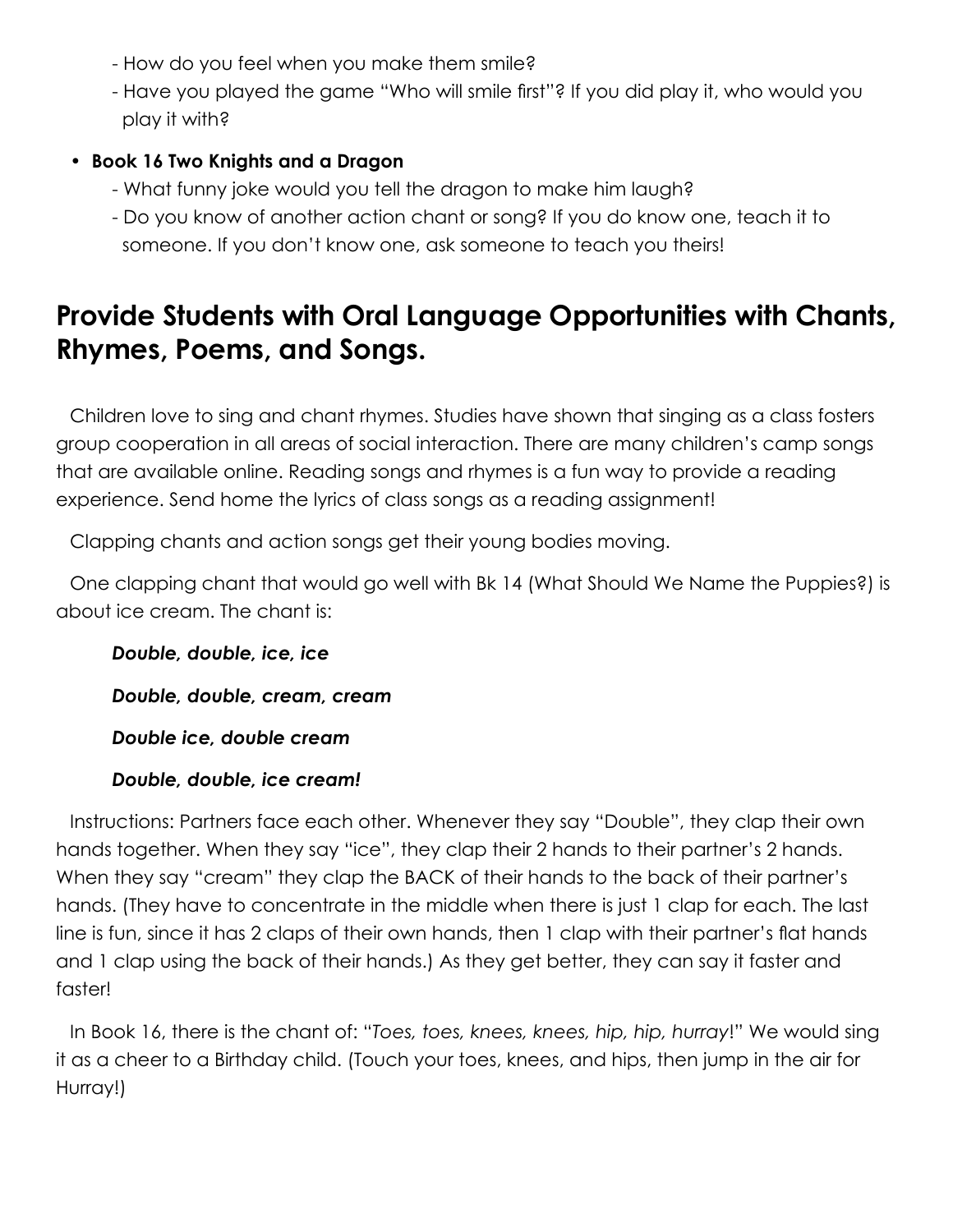- How do you feel when you make them smile?
  - Have you played the game "Who will smile first"? If you did play it, who would you play it with?

- **Book 16 Two Knights and a Dragon**
  - What funny joke would you tell the dragon to make him laugh?
  - Do you know of another action chant or song? If you do know one, teach it to someone. If you don't know one, ask someone to teach you theirs!

## Provide Students with Oral Language Opportunities with Chants, Rhymes, Poems, and Songs.

Children love to sing and chant rhymes. Studies have shown that singing as a class fosters group cooperation in all areas of social interaction. There are many children's camp songs that are available online. Reading songs and rhymes is a fun way to provide a reading experience. Send home the lyrics of class songs as a reading assignment!

Clapping chants and action songs get their young bodies moving.

One clapping chant that would go well with Bk 14 (What Should We Name the Puppies?) is about ice cream. The chant is:

> ***Double, double, ice, ice***
>
> ***Double, double, cream, cream***
>
> ***Double ice, double cream***
>
> ***Double, double, ice cream!***

Instructions: Partners face each other. Whenever they say "Double", they clap their own hands together. When they say "ice", they clap their 2 hands to their partner's 2 hands. When they say "cream" they clap the BACK of their hands to the back of their partner's hands. (They have to concentrate in the middle when there is just 1 clap for each. The last line is fun, since it has 2 claps of their own hands, then 1 clap with their partner's flat hands and 1 clap using the back of their hands.) As they get better, they can say it faster and faster!

In Book 16, there is the chant of: "*Toes, toes, knees, knees, hip, hip, hurray*!" We would sing it as a cheer to a Birthday child. (Touch your toes, knees, and hips, then jump in the air for Hurray!)